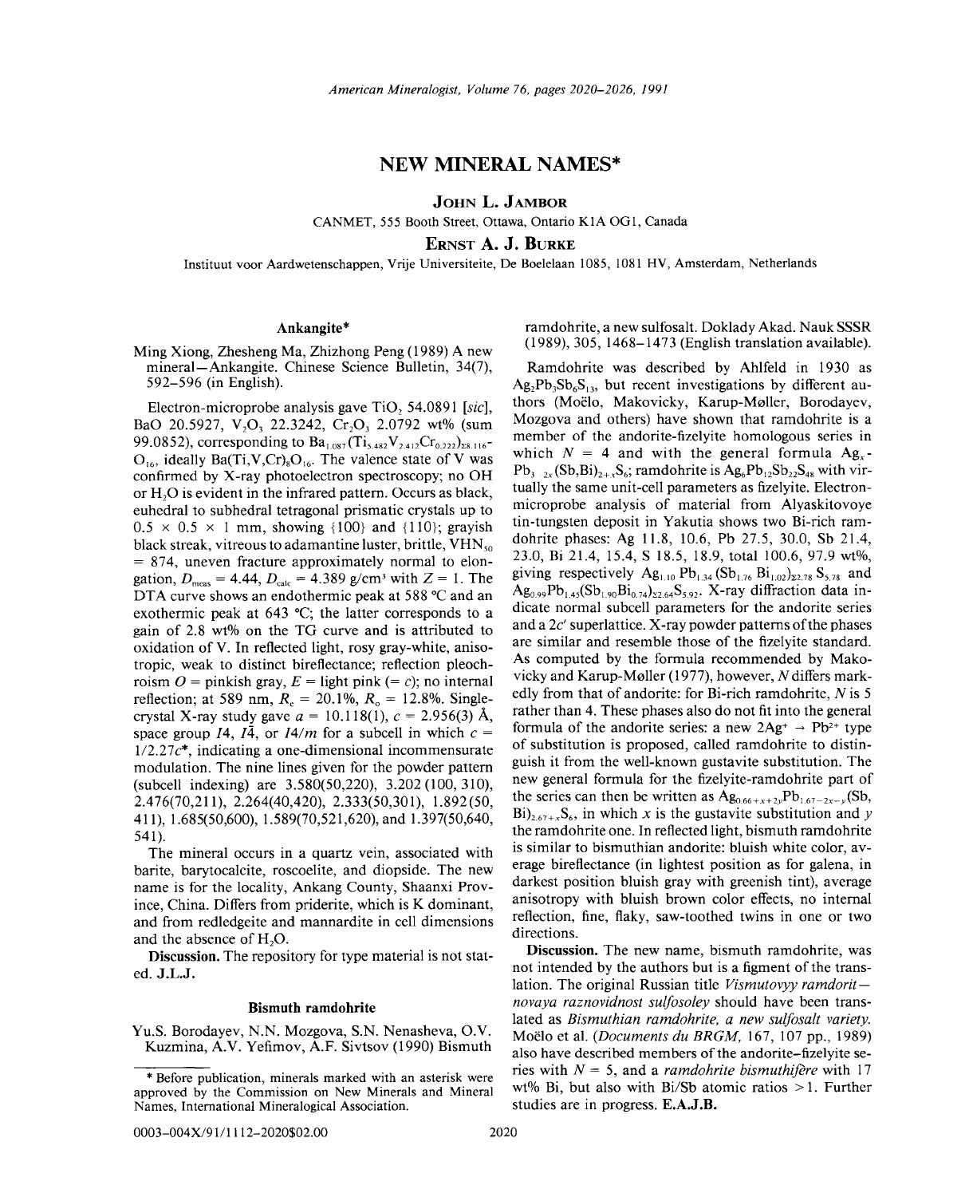# NEW MINERAL NAMES*

**JOHN L. JAMBOR**

CANMET, 555 Booth Street, Ottawa, Ontario K1A OG1, Canada

**ERNST A. J. BURKE**

Instituut voor Aardwetenschappen, Vrije Universiteite, De Boelelaan 1085, 1081 HV, Amsterdam, Netherlands

## Ankangite*

Ming Xiong, Zhesheng Ma, Zhizhong Peng (1989) A new mineral—Ankangite. Chinese Science Bulletin, 34(7), 592–596 (in English).

Electron-microprobe analysis gave $TiO_2$ 54.0891 [*sic*], BaO 20.5927, $V_2O_3$ 22.3242, $Cr_2O_3$ 2.0792 wt% (sum 99.0852), corresponding to $Ba_{1.087}(Ti_{5.482}V_{2.412}Cr_{0.222})_{\Sigma 8.116}O_{16}$, ideally $Ba(Ti,V,Cr)_8O_{16}$. The valence state of V was confirmed by X-ray photoelectron spectroscopy; no OH or $H_2O$ is evident in the infrared pattern. Occurs as black, euhedral to subhedral tetragonal prismatic crystals up to $0.5 \times 0.5 \times 1$ mm, showing {100} and {110}; grayish black streak, vitreous to adamantine luster, brittle, $VHN_{50}$ = 874, uneven fracture approximately normal to elongation, $D_{meas}$ = 4.44, $D_{calc}$ = 4.389 g/cm³ with $Z$ = 1. The DTA curve shows an endothermic peak at 588 °C and an exothermic peak at 643 °C; the latter corresponds to a gain of 2.8 wt% on the TG curve and is attributed to oxidation of V. In reflected light, rosy gray-white, anisotropic, weak to distinct bireflectance; reflection pleochroism $O$ = pinkish gray, $E$ = light pink (= $c$); no internal reflection; at 589 nm, $R_e$ = 20.1%, $R_o$ = 12.8%. Single-crystal X-ray study gave $a$ = 10.118(1), $c$ = 2.956(3) Å, space group $I4$, $I\bar{4}$, or $I4/m$ for a subcell in which $c = 1/2.27c^*$, indicating a one-dimensional incommensurate modulation. The nine lines given for the powder pattern (subcell indexing) are 3.580(50,220), 3.202 (100, 310), 2.476(70,211), 2.264(40,420), 2.333(50,301), 1.892(50, 411), 1.685(50,600), 1.589(70,521,620), and 1.397(50,640, 541).

The mineral occurs in a quartz vein, associated with barite, barytocalcite, roscoelite, and diopside. The new name is for the locality, Ankang County, Shaanxi Province, China. Differs from priderite, which is K dominant, and from redledgeite and mannardite in cell dimensions and the absence of $H_2O$.

**Discussion.** The repository for type material is not stated. **J.L.J.**

## Bismuth ramdohrite

Yu.S. Borodayev, N.N. Mozgova, S.N. Nenasheva, O.V. Kuzmina, A.V. Yefimov, A.F. Sivtsov (1990) Bismuth ramdohrite, a new sulfosalt. Doklady Akad. Nauk SSSR (1989), 305, 1468–1473 (English translation available).

Ramdohrite was described by Ahlfeld in 1930 as $Ag_2Pb_3Sb_6S_{13}$, but recent investigations by different authors (Moëlo, Makovicky, Karup-Møller, Borodayev, Mozgova and others) have shown that ramdohrite is a member of the andorite-fizelyite homologous series in which $N$ = 4 and with the general formula $Ag_xPb_{3-2x}(Sb,Bi)_{2+x}S_6$; ramdohrite is $Ag_6Pb_{12}Sb_{22}S_{48}$ with virtually the same unit-cell parameters as fizelyite. Electron-microprobe analysis of material from Alyaskitovoye tin-tungsten deposit in Yakutia shows two Bi-rich ramdohrite phases: Ag 11.8, 10.6, Pb 27.5, 30.0, Sb 21.4, 23.0, Bi 21.4, 15.4, S 18.5, 18.9, total 100.6, 97.9 wt%, giving respectively $Ag_{1.10}Pb_{1.34}(Sb_{1.76}Bi_{1.02})_{\Sigma 2.78}S_{5.78}$ and $Ag_{0.99}Pb_{1.45}(Sb_{1.90}Bi_{0.74})_{\Sigma 2.64}S_{5.92}$. X-ray diffraction data indicate normal subcell parameters for the andorite series and a $2c'$ superlattice. X-ray powder patterns of the phases are similar and resemble those of the fizelyite standard. As computed by the formula recommended by Makovicky and Karup-Møller (1977), however, $N$ differs markedly from that of andorite: for Bi-rich ramdohrite, $N$ is 5 rather than 4. These phases also do not fit into the general formula of the andorite series: a new $2Ag^+ \rightarrow Pb^{2+}$ type of substitution is proposed, called ramdohrite to distinguish it from the well-known gustavite substitution. The new general formula for the fizelyite-ramdohrite part of the series can then be written as $Ag_{0.66+x+2y}Pb_{1.67-2x-y}(Sb,Bi)_{2.67+x}S_6$, in which $x$ is the gustavite substitution and $y$ the ramdohrite one. In reflected light, bismuth ramdohrite is similar to bismuthian andorite: bluish white color, average bireflectance (in lightest position as for galena, in darkest position bluish gray with greenish tint), average anisotropy with bluish brown color effects, no internal reflection, fine, flaky, saw-toothed twins in one or two directions.

**Discussion.** The new name, bismuth ramdohrite, was not intended by the authors but is a figment of the translation. The original Russian title *Vismutovyy ramdorit—novaya raznovidnost sulfosoley* should have been translated as *Bismuthian ramdohrite, a new sulfosalt variety.* Moëlo et al. (*Documents du BRGM*, 167, 107 pp., 1989) also have described members of the andorite-fizelyite series with $N$ = 5, and a *ramdohrite bismuthifère* with 17 wt% Bi, but also with Bi/Sb atomic ratios >1. Further studies are in progress. **E.A.J.B.**

---

\* Before publication, minerals marked with an asterisk were approved by the Commission on New Minerals and Mineral Names, International Mineralogical Association.

0003-004X/91/1112-2020$02.00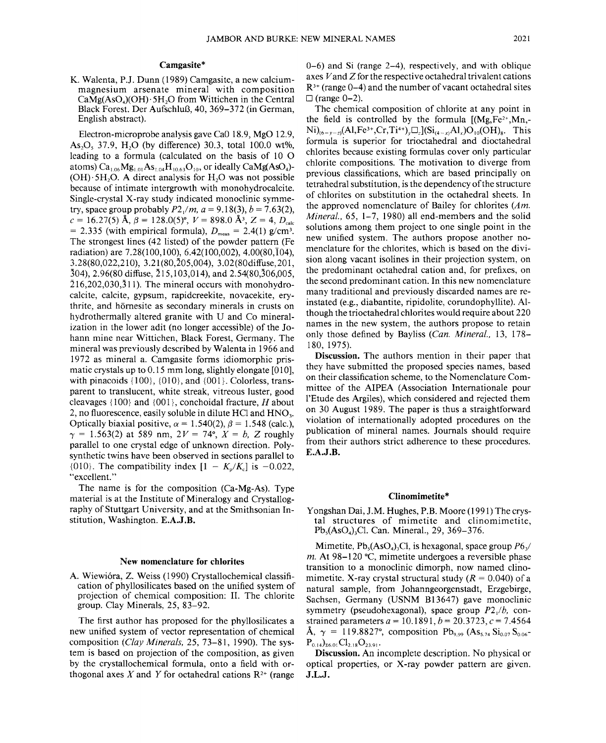## Camgasite*

K. Walenta, P.J. Dunn (1989) Camgasite, a new calcium-magnesium arsenate mineral with composition $CaMg(AsO_4)(OH)\cdot 5H_2O$ from Wittichen in the Central Black Forest. Der Aufschluß, 40, 369–372 (in German, English abstract).

Electron-microprobe analysis gave CaO 18.9, MgO 12.9, $As_2O_5$ 37.9, $H_2O$ (by difference) 30.3, total 100.0 wt%, leading to a formula (calculated on the basis of 10 O atoms) $Ca_{1.06}Mg_{1.01}As_{1.04}H_{10.63}O_{10}$, or ideally $CaMg(AsO_4)(OH)\cdot 5H_2O$. A direct analysis for $H_2O$ was not possible because of intimate intergrowth with monohydrocalcite. Single-crystal X-ray study indicated monoclinic symmetry, space group probably $P2_1/m$, $a = 9.18(3)$, $b = 7.63(2)$, $c = 16.27(5)$ Å, $\beta = 128.0(5)°$, $V = 898.0$ Å$^3$, $Z = 4$, $D_{calc} = 2.335$ (with empirical formula), $D_{meas} = 2.4(1)$ g/cm$^3$. The strongest lines (42 listed) of the powder pattern (Fe radiation) are 7.28(100,100), 6.42(100,002), 4.00(80,$\bar{1}$04), 3.28(80,022,210), 3.21(80,$\bar{2}$05,004), 3.02(80diffuse,201, $\bar{3}$04), 2.96(80 diffuse, $\bar{2}$15,103,014), and 2.54(80,$\bar{3}$06,005, $\bar{2}$16,202,030,$\bar{3}$11). The mineral occurs with monohydrocalcite, calcite, gypsum, rapidcreekite, novacekite, erythrite, and hörnesite as secondary minerals in crusts on hydrothermally altered granite with U and Co mineralization in the lower adit (no longer accessible) of the Johann mine near Wittichen, Black Forest, Germany. The mineral was previously described by Walenta in 1966 and 1972 as mineral a. Camgasite forms idiomorphic prismatic crystals up to 0.15 mm long, slightly elongate [010], with pinacoids {100}, {010}, and {001}. Colorless, transparent to translucent, white streak, vitreous luster, good cleavages {100} and {001}, conchoidal fracture, $H$ about 2, no fluorescence, easily soluble in dilute HCl and $HNO_3$. Optically biaxial positive, $\alpha = 1.540(2)$, $\beta = 1.548$ (calc.), $\gamma = 1.563(2)$ at 589 nm, $2V = 74°$, $X = b$, $Z$ roughly parallel to one crystal edge of unknown direction. Polysynthetic twins have been observed in sections parallel to {010}. The compatibility index $[1 - K_p/K_c]$ is −0.022, "excellent."

The name is for the composition (Ca-Mg-As). Type material is at the Institute of Mineralogy and Crystallography of Stuttgart University, and at the Smithsonian Institution, Washington. **E.A.J.B.**

## New nomenclature for chlorites

A. Wiewióra, Z. Weiss (1990) Crystallochemical classification of phyllosilicates based on the unified system of projection of chemical composition: II. The chlorite group. Clay Minerals, 25, 83–92.

The first author has proposed for the phyllosilicates a new unified system of vector representation of chemical composition (*Clay Minerals*, 25, 73–81, 1990). The system is based on projection of the composition, as given by the crystallochemical formula, onto a field with orthogonal axes $X$ and $Y$ for octahedral cations $R^{2+}$ (range 0–6) and Si (range 2–4), respectively, and with oblique axes $V$ and $Z$ for the respective octahedral trivalent cations $R^{3+}$ (range 0–4) and the number of vacant octahedral sites □ (range 0–2).

The chemical composition of chlorite at any point in the field is controlled by the formula $[(Mg,Fe^{2+},Mn,Ni)_{(6-y-z)}(Al,Fe^{3+},Cr,Ti^{4+})_y\square_z](Si_{(4-x)}Al_x)O_{10}(OH)_8$. This formula is superior for trioctahedral and dioctahedral chlorites because existing formulas cover only particular chlorite compositions. The motivation to diverge from previous classifications, which are based principally on tetrahedral substitution, is the dependency of the structure of chlorites on substitution in the octahedral sheets. In the approved nomenclature of Bailey for chlorites (*Am. Mineral.*, 65, 1–7, 1980) all end-members and the solid solutions among them project to one single point in the new unified system. The authors propose another nomenclature for the chlorites, which is based on the division along vacant isolines in their projection system, on the predominant octahedral cation and, for prefixes, on the second predominant cation. In this new nomenclature many traditional and previously discarded names are reinstated (e.g., diabantite, ripidolite, corundophyllite). Although the trioctahedral chlorites would require about 220 names in the new system, the authors propose to retain only those defined by Bayliss (*Can. Mineral.*, 13, 178–180, 1975).

**Discussion.** The authors mention in their paper that they have submitted the proposed species names, based on their classification scheme, to the Nomenclature Committee of the AIPEA (Association Internationale pour l'Etude des Argiles), which considered and rejected them on 30 August 1989. The paper is thus a straightforward violation of internationally adopted procedures on the publication of mineral names. Journals should require from their authors strict adherence to these procedures. **E.A.J.B.**

## Clinomimetite*

Yongshan Dai, J.M. Hughes, P.B. Moore (1991) The crystal structures of mimetite and clinomimetite, $Pb_5(AsO_4)_3Cl$. Can. Mineral., 29, 369–376.

Mimetite, $Pb_5(AsO_4)_3Cl$, is hexagonal, space group $P6_3/m$. At 98–120 °C, mimetite undergoes a reversible phase transition to a monoclinic dimorph, now named clinomimetite. X-ray crystal structural study ($R = 0.040$) of a natural sample, from Johanngeorgenstadt, Erzgebirge, Sachsen, Germany (USNM B13647) gave monoclinic symmetry (pseudohexagonal), space group $P2_1/b$, constrained parameters $a = 10.1891$, $b = 20.3723$, $c = 7.4564$ Å, $\gamma = 119.8827°$, composition $Pb_{9.99}(As_{5.74}Si_{0.07}S_{0.06}P_{0.14})_{\Sigma 6.01}Cl_{2.18}O_{23.91}$.

**Discussion.** An incomplete description. No physical or optical properties, or X-ray powder pattern are given. **J.L.J.**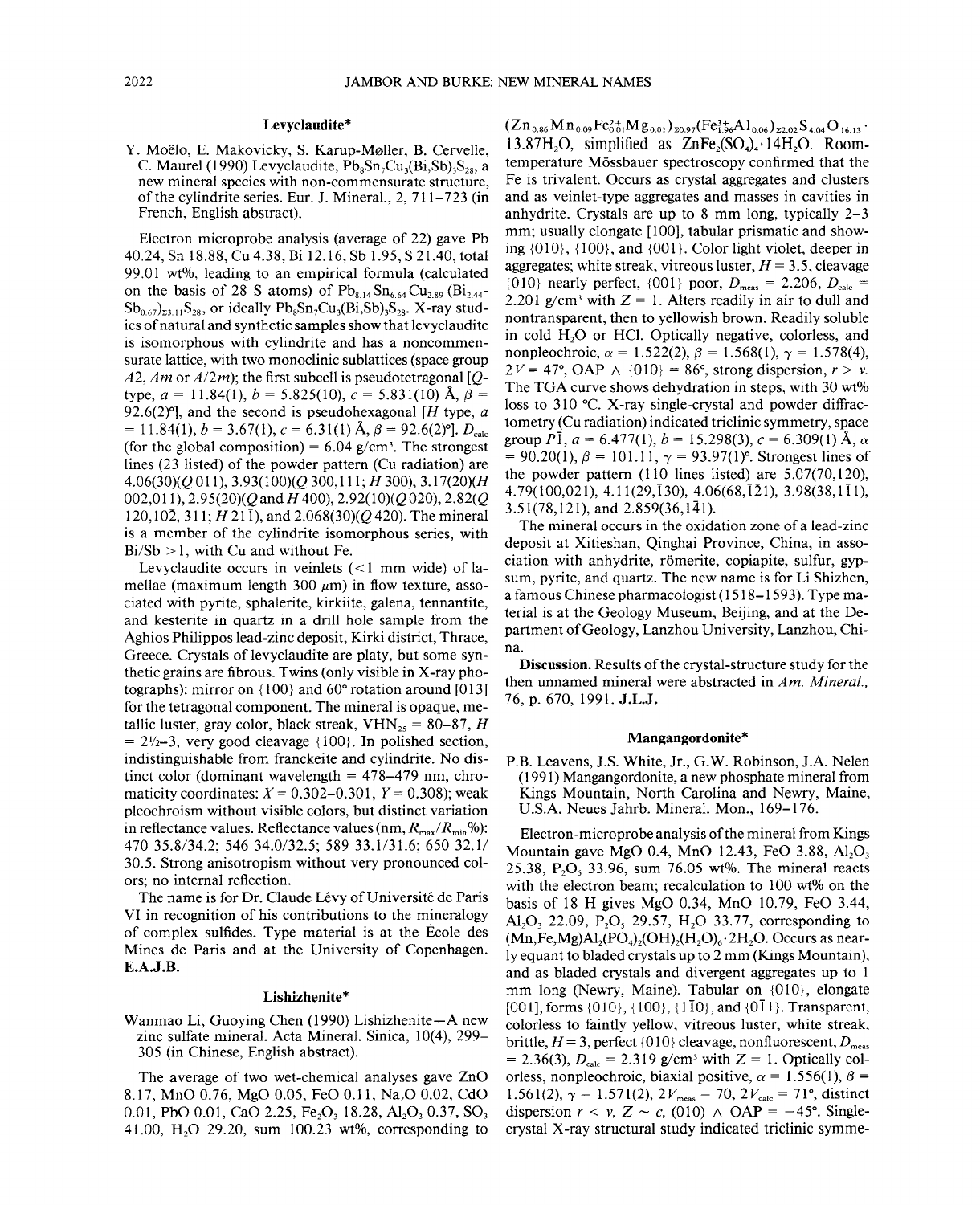## Levyclaudite*

Y. Moëlo, E. Makovicky, S. Karup-Møller, B. Cervelle, C. Maurel (1990) Levyclaudite, $Pb_8Sn_7Cu_3(Bi,Sb)_3S_{28}$, a new mineral species with non-commensurate structure, of the cylindrite series. Eur. J. Mineral., 2, 711–723 (in French, English abstract).

Electron microprobe analysis (average of 22) gave Pb 40.24, Sn 18.88, Cu 4.38, Bi 12.16, Sb 1.95, S 21.40, total 99.01 wt%, leading to an empirical formula (calculated on the basis of 28 S atoms) of $Pb_{8.14}Sn_{6.64}Cu_{2.89}(Bi_{2.44}Sb_{0.67})_{\Sigma 3.11}S_{28}$, or ideally $Pb_8Sn_7Cu_3(Bi,Sb)_3S_{28}$. X-ray studies of natural and synthetic samples show that levyclaudite is isomorphous with cylindrite and has a noncommensurate lattice, with two monoclinic sublattices (space group *A*2, *Am* or *A*2/*m*); the first subcell is pseudotetragonal [*Q*-type, $a$ = 11.84(1), $b$ = 5.825(10), $c$ = 5.831(10) Å, $\beta$ = 92.6(2)°], and the second is pseudohexagonal [*H* type, $a$ = 11.84(1), $b$ = 3.67(1), $c$ = 6.31(1) Å, $\beta$ = 92.6(2)°]. $D_{calc}$ (for the global composition) = 6.04 g/cm³. The strongest lines (23 listed) of the powder pattern (Cu radiation) are 4.06(30)(*Q* 011), 3.93(100)(*Q* 300,111; *H* 300), 3.17(20)(*H* 002,011), 2.95(20)(*Q* and *H* 400), 2.92(10)(*Q* 020), 2.82(*Q* 120,10$\bar{2}$, 311; *H* 21$\bar{1}$), and 2.068(30)(*Q* 420). The mineral is a member of the cylindrite isomorphous series, with Bi/Sb > 1, with Cu and without Fe.

Levyclaudite occurs in veinlets (< 1 mm wide) of lamellae (maximum length 300 μm) in flow texture, associated with pyrite, sphalerite, kirkiite, galena, tennantite, and kesterite in quartz in a drill hole sample from the Aghios Philippos lead-zinc deposit, Kirki district, Thrace, Greece. Crystals of levyclaudite are platy, but some synthetic grains are fibrous. Twins (only visible in X-ray photographs): mirror on {100} and 60° rotation around [013] for the tetragonal component. The mineral is opaque, metallic luster, gray color, black streak, $VHN_{25}$ = 80–87, $H$ = 2½–3, very good cleavage {100}. In polished section, indistinguishable from franckeite and cylindrite. No distinct color (dominant wavelength = 478–479 nm, chromaticity coordinates: $X$ = 0.302–0.301, $Y$ = 0.308); weak pleochroism without visible colors, but distinct variation in reflectance values. Reflectance values (nm, $R_{max}/R_{min}$%): 470 35.8/34.2; 546 34.0/32.5; 589 33.1/31.6; 650 32.1/30.5. Strong anisotropism without very pronounced colors; no internal reflection.

The name is for Dr. Claude Lévy of Université de Paris VI in recognition of his contributions to the mineralogy of complex sulfides. Type material is at the École des Mines de Paris and at the University of Copenhagen. **E.A.J.B.**

## Lishizhenite*

Wanmao Li, Guoying Chen (1990) Lishizhenite—A new zinc sulfate mineral. Acta Mineral. Sinica, 10(4), 299–305 (in Chinese, English abstract).

The average of two wet-chemical analyses gave ZnO 8.17, MnO 0.76, MgO 0.05, FeO 0.11, $Na_2O$ 0.02, CdO 0.01, PbO 0.01, CaO 2.25, $Fe_2O_3$ 18.28, $Al_2O_3$ 0.37, $SO_3$ 41.00, $H_2O$ 29.20, sum 100.23 wt%, corresponding to $(Zn_{0.86}Mn_{0.09}Fe^{2+}_{0.01}Mg_{0.01})_{\Sigma 0.97}(Fe^{3+}_{1.96}Al_{0.06})_{\Sigma 2.02}S_{4.04}O_{16.13}\cdot 13.87H_2O$, simplified as $ZnFe_2(SO_4)_4\cdot 14H_2O$. Room-temperature Mössbauer spectroscopy confirmed that the Fe is trivalent. Occurs as crystal aggregates and clusters and as veinlet-type aggregates and masses in cavities in anhydrite. Crystals are up to 8 mm long, typically 2–3 mm; usually elongate [100], tabular prismatic and showing {010}, {100}, and {001}. Color light violet, deeper in aggregates; white streak, vitreous luster, $H$ = 3.5, cleavage {010} nearly perfect, {001} poor, $D_{meas}$ = 2.206, $D_{calc}$ = 2.201 g/cm³ with $Z$ = 1. Alters readily in air to dull and nontransparent, then to yellowish brown. Readily soluble in cold $H_2O$ or HCl. Optically negative, colorless, and nonpleochroic, $\alpha$ = 1.522(2), $\beta$ = 1.568(1), $\gamma$ = 1.578(4), $2V$ = 47°, OAP ∧ {010} = 86°, strong dispersion, $r > v$. The TGA curve shows dehydration in steps, with 30 wt% loss to 310 °C. X-ray single-crystal and powder diffractometry (Cu radiation) indicated triclinic symmetry, space group $P\bar{1}$, $a$ = 6.477(1), $b$ = 15.298(3), $c$ = 6.309(1) Å, $\alpha$ = 90.20(1), $\beta$ = 101.11, $\gamma$ = 93.97(1)°. Strongest lines of the powder pattern (110 lines listed) are 5.07(70,120), 4.79(100,021), 4.11(29,$\bar{1}$30), 4.06(68,$\bar{1}\bar{2}$1), 3.98(38,1$\bar{1}$1), 3.51(78,121), and 2.859(36,1$\bar{4}$1).

The mineral occurs in the oxidation zone of a lead-zinc deposit at Xitieshan, Qinghai Province, China, in association with anhydrite, römerite, copiapite, sulfur, gypsum, pyrite, and quartz. The new name is for Li Shizhen, a famous Chinese pharmacologist (1518–1593). Type material is at the Geology Museum, Beijing, and at the Department of Geology, Lanzhou University, Lanzhou, China.

**Discussion.** Results of the crystal-structure study for the then unnamed mineral were abstracted in *Am. Mineral.*, 76, p. 670, 1991. **J.L.J.**

## Mangangordonite*

P.B. Leavens, J.S. White, Jr., G.W. Robinson, J.A. Nelen (1991) Mangangordonite, a new phosphate mineral from Kings Mountain, North Carolina and Newry, Maine, U.S.A. Neues Jahrb. Mineral. Mon., 169–176.

Electron-microprobe analysis of the mineral from Kings Mountain gave MgO 0.4, MnO 12.43, FeO 3.88, $Al_2O_3$ 25.38, $P_2O_5$ 33.96, sum 76.05 wt%. The mineral reacts with the electron beam; recalculation to 100 wt% on the basis of 18 H gives MgO 0.34, MnO 10.79, FeO 3.44, $Al_2O_3$ 22.09, $P_2O_5$ 29.57, $H_2O$ 33.77, corresponding to $(Mn,Fe,Mg)Al_2(PO_4)_2(OH)_2(H_2O)_6\cdot 2H_2O$. Occurs as nearly equant to bladed crystals up to 2 mm (Kings Mountain), and as bladed crystals and divergent aggregates up to 1 mm long (Newry, Maine). Tabular on {010}, elongate [001], forms {010}, {100}, {1$\bar{1}$0}, and {0$\bar{1}$1}. Transparent, colorless to faintly yellow, vitreous luster, white streak, brittle, $H$ = 3, perfect {010} cleavage, nonfluorescent, $D_{meas}$ = 2.36(3), $D_{calc}$ = 2.319 g/cm³ with $Z$ = 1. Optically colorless, nonpleochroic, biaxial positive, $\alpha$ = 1.556(1), $\beta$ = 1.561(2), $\gamma$ = 1.571(2), $2V_{meas}$ = 70, $2V_{calc}$ = 71°, distinct dispersion $r < v$, $Z \sim c$, (010) ∧ OAP = −45°. Single-crystal X-ray structural study indicated triclinic symme-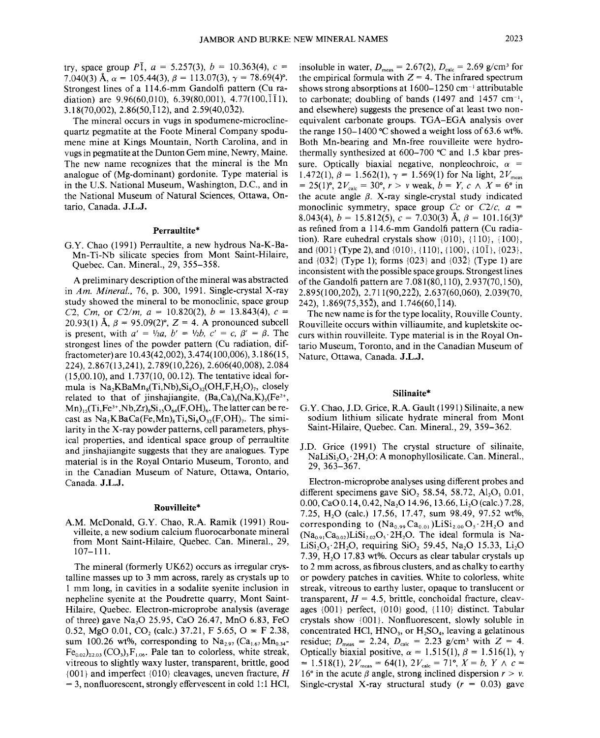try, space group $P\bar{1}$, $a$ = 5.257(3), $b$ = 10.363(4), $c$ = 7.040(3) Å, $\alpha$ = 105.44(3), $\beta$ = 113.07(3), $\gamma$ = 78.69(4)°. Strongest lines of a 114.6-mm Gandolfi pattern (Cu radiation) are 9.96(60,010), 6.39(80,001), 4.77(100,$\bar{1}\bar{1}$1), 3.18(70,002), 2.86(50,$\bar{1}$12), and 2.59(40,0$\bar{3}$2).

The mineral occurs in vugs in spodumene-microcline-quartz pegmatite at the Foote Mineral Company spodumene mine at Kings Mountain, North Carolina, and in vugs in pegmatite at the Dunton Gem mine, Newry, Maine. The new name recognizes that the mineral is the Mn analogue of (Mg-dominant) gordonite. Type material is in the U.S. National Museum, Washington, D.C., and in the National Museum of Natural Sciences, Ottawa, Ontario, Canada. **J.L.J.**

## Perraultite*

G.Y. Chao (1991) Perraultite, a new hydrous Na-K-Ba-Mn-Ti-Nb silicate species from Mont Saint-Hilaire, Quebec. Can. Mineral., 29, 355–358.

A preliminary description of the mineral was abstracted in *Am. Mineral.*, 76, p. 300, 1991. Single-crystal X-ray study showed the mineral to be monoclinic, space group $C2$, $Cm$, or $C2/m$, $a$ = 10.820(2), $b$ = 13.843(4), $c$ = 20.93(1) Å, $\beta$ = 95.09(2)°, $Z$ = 4. A pronounced subcell is present, with $a' = \frac{1}{2}a$, $b' = \frac{1}{2}b$, $c' = c$, $\beta' = \beta$. The strongest lines of the powder pattern (Cu radiation, diffractometer) are 10.43(42,002), 3.474(100,006), 3.186(15, 224), 2.867(13,241), 2.789(10,$\bar{2}$26), 2.606(40,008), 2.084 (15,00.10), and 1.737(10, 00.12). The tentative ideal formula is $Na_2KBaMn_8(Ti,Nb)_4Si_8O_{32}(OH,F,H_2O)_7$, closely related to that of jinshajiangite, $(Ba,Ca)_4(Na,K)_5(Fe^{2+},Mn)_{15}(Ti,Fe^{3+},Nb,Zr)_8Si_{15}O_{64}(F,OH)_6$. The latter can be recast as $Na_2KBaCa(Fe,Mn)_8Ti_4Si_8O_{32}(F,OH)_7$. The similarity in the X-ray powder patterns, cell parameters, physical properties, and identical space group of perraultite and jinshajiangite suggests that they are analogues. Type material is in the Royal Ontario Museum, Toronto, and in the Canadian Museum of Nature, Ottawa, Ontario, Canada. **J.L.J.**

## Rouvilleite*

A.M. McDonald, G.Y. Chao, R.A. Ramik (1991) Rouvilleite, a new sodium calcium fluorocarbonate mineral from Mont Saint-Hilaire, Quebec. Can. Mineral., 29, 107–111.

The mineral (formerly UK62) occurs as irregular crystalline masses up to 3 mm across, rarely as crystals up to 1 mm long, in cavities in a sodalite syenite inclusion in nepheline syenite at the Poudrette quarry, Mont Saint-Hilaire, Quebec. Electron-microprobe analysis (average of three) gave $Na_2O$ 25.95, CaO 26.47, MnO 6.83, FeO 0.52, MgO 0.01, $CO_2$ (calc.) 37.21, F 5.65, O ≡ F 2.38, sum 100.26 wt%, corresponding to $Na_{2.97}(Ca_{1.67}Mn_{0.34}Fe_{0.02})_{\Sigma 2.03}(CO_3)_3F_{1.06}$. Pale tan to colorless, white streak, vitreous to slightly waxy luster, transparent, brittle, good {001} and imperfect {010} cleavages, uneven fracture, $H$ = 3, nonfluorescent, strongly effervescent in cold 1:1 HCl, insoluble in water, $D_{meas}$ = 2.67(2), $D_{calc}$ = 2.69 g/cm³ for the empirical formula with $Z$ = 4. The infrared spectrum shows strong absorptions at 1600–1250 cm$^{-1}$ attributable to carbonate; doubling of bands (1497 and 1457 cm$^{-1}$, and elsewhere) suggests the presence of at least two nonequivalent carbonate groups. TGA-EGA analysis over the range 150–1400 °C showed a weight loss of 63.6 wt%. Both Mn-bearing and Mn-free rouvilleite were hydrothermally synthesized at 600–700 °C and 1.5 kbar pressure. Optically biaxial negative, nonpleochroic, $\alpha$ = 1.472(1), $\beta$ = 1.562(1), $\gamma$ = 1.569(1) for Na light, $2V_{meas}$ = 25(1)°, $2V_{calc}$ = 30°, $r > v$ weak, $b = Y$, $c \wedge X$ = 6° in the acute angle $\beta$. X-ray single-crystal study indicated monoclinic symmetry, space group $Cc$ or $C2/c$, $a$ = 8.043(4), $b$ = 15.812(5), $c$ = 7.030(3) Å, $\beta$ = 101.16(3)° as refined from a 114.6-mm Gandolfi pattern (Cu radiation). Rare euhedral crystals show {010}, {110}, {100}, and {001} (Type 2), and {010}, {110}, {100}, {10$\bar{1}$}, {023}, and {03$\bar{2}$} (Type 1); forms {023} and {03$\bar{2}$} (Type 1) are inconsistent with the possible space groups. Strongest lines of the Gandolfi pattern are 7.081(80,110), 2.937(70,150), 2.895(100,20$\bar{2}$), 2.711(90,22$\bar{2}$), 2.637(60,060), 2.039(70, 242), 1.869(75,35$\bar{2}$), and 1.746(60,$\bar{1}$14).

The new name is for the type locality, Rouville County. Rouvilleite occurs within villiaumite, and kupletskite occurs within rouvilleite. Type material is in the Royal Ontario Museum, Toronto, and in the Canadian Museum of Nature, Ottawa, Ontario, Canada. **J.L.J.**

## Silinaite*

G.Y. Chao, J.D. Grice, R.A. Gault (1991) Silinaite, a new sodium lithium silicate hydrate mineral from Mont Saint-Hilaire, Quebec. Can. Mineral., 29, 359–362.

J.D. Grice (1991) The crystal structure of silinaite, $NaLiSi_2O_5\cdot 2H_2O$: A monophyllosilicate. Can. Mineral., 29, 363–367.

Electron-microprobe analyses using different probes and different specimens gave $SiO_2$ 58.54, 58.72, $Al_2O_3$ 0.01, 0.00, CaO 0.14, 0.42, $Na_2O$ 14.96, 13.66, $Li_2O$ (calc.) 7.28, 7.25, $H_2O$ (calc.) 17.56, 17.47, sum 98.49, 97.52 wt%, corresponding to $(Na_{0.99}Ca_{0.01})LiSi_{2.00}O_5\cdot 2H_2O$ and $(Na_{0.91}Ca_{0.02})LiSi_{2.02}O_5\cdot 2H_2O$. The ideal formula is $NaLiSi_2O_5\cdot 2H_2O$, requiring $SiO_2$ 59.45, $Na_2O$ 15.33, $Li_2O$ 7.39, $H_2O$ 17.83 wt%. Occurs as clear tabular crystals up to 2 mm across, as fibrous clusters, and as chalky to earthy or powdery patches in cavities. White to colorless, white streak, vitreous to earthy luster, opaque to translucent or transparent, $H$ = 4.5, brittle, conchoidal fracture, cleavages {001} perfect, {010} good, {110} distinct. Tabular crystals show {001}. Nonfluorescent, slowly soluble in concentrated HCl, $HNO_3$, or $H_2SO_4$, leaving a gelatinous residue; $D_{meas}$ = 2.24, $D_{calc}$ = 2.23 g/cm³ with $Z$ = 4. Optically biaxial positive, $\alpha$ = 1.515(1), $\beta$ = 1.516(1), $\gamma$ = 1.518(1), $2V_{meas}$ = 64(1), $2V_{calc}$ = 71°, $X = b$, $Y \wedge c$ = 16° in the acute $\beta$ angle, strong inclined dispersion $r > v$. Single-crystal X-ray structural study ($r$ = 0.03) gave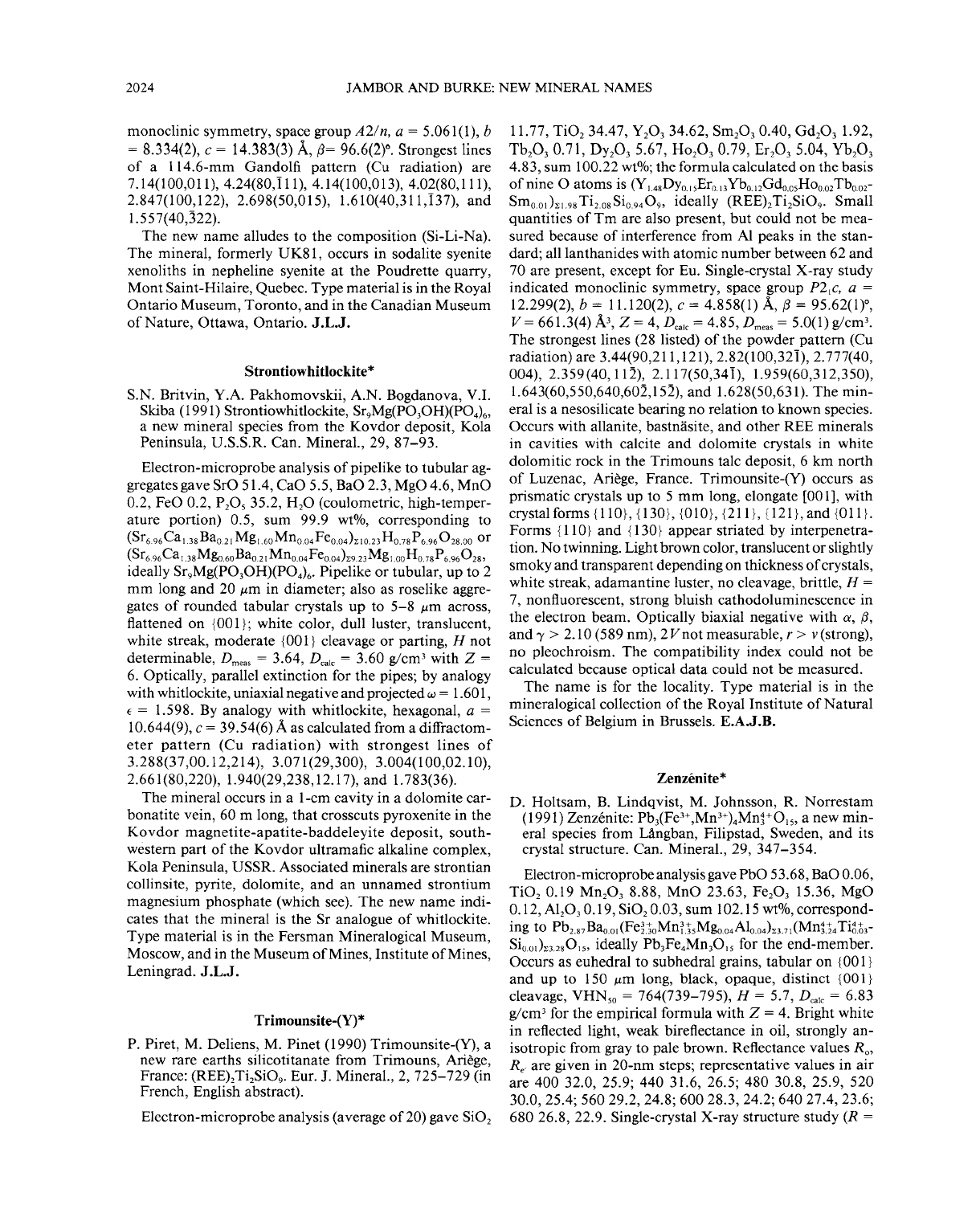monoclinic symmetry, space group $A2/n$, $a = 5.061(1)$, $b = 8.334(2)$, $c = 14.383(3)$ Å, $\beta = 96.6(2)°$. Strongest lines of a 114.6-mm Gandolfi pattern (Cu radiation) are 7.14(100,011), 4.24(80,$\bar{1}$11), 4.14(100,013), 4.02(80,111), 2.847(100,122), 2.698(50,015), 1.610(40,311,$\bar{1}$37), and 1.557(40,$\bar{3}$22).

The new name alludes to the composition (Si-Li-Na). The mineral, formerly UK81, occurs in sodalite syenite xenoliths in nepheline syenite at the Poudrette quarry, Mont Saint-Hilaire, Quebec. Type material is in the Royal Ontario Museum, Toronto, and in the Canadian Museum of Nature, Ottawa, Ontario. **J.L.J.**

## Strontiowhitlockite*

S.N. Britvin, Y.A. Pakhomovskii, A.N. Bogdanova, V.I. Skiba (1991) Strontiowhitlockite, $Sr_9Mg(PO_3OH)(PO_4)_6$, a new mineral species from the Kovdor deposit, Kola Peninsula, U.S.S.R. Can. Mineral., 29, 87–93.

Electron-microprobe analysis of pipelike to tubular aggregates gave SrO 51.4, CaO 5.5, BaO 2.3, MgO 4.6, MnO 0.2, FeO 0.2, $P_2O_5$ 35.2, $H_2O$ (coulometric, high-temperature portion) 0.5, sum 99.9 wt%, corresponding to $(Sr_{6.96}Ca_{1.38}Ba_{0.21}Mg_{1.60}Mn_{0.04}Fe_{0.04})_{\Sigma 10.23}H_{0.78}P_{6.96}O_{28.00}$ or $(Sr_{6.96}Ca_{1.38}Mg_{0.60}Ba_{0.21}Mn_{0.04}Fe_{0.04})_{\Sigma 9.23}Mg_{1.00}H_{0.78}P_{6.96}O_{28}$, ideally $Sr_9Mg(PO_3OH)(PO_4)_6$. Pipelike or tubular, up to 2 mm long and 20 μm in diameter; also as roselike aggregates of rounded tabular crystals up to 5–8 μm across, flattened on {001}; white color, dull luster, translucent, white streak, moderate {001} cleavage or parting, $H$ not determinable, $D_{meas} = 3.64$, $D_{calc} = 3.60$ g/cm³ with $Z = 6$. Optically, parallel extinction for the pipes; by analogy with whitlockite, uniaxial negative and projected $\omega = 1.601$, $\epsilon = 1.598$. By analogy with whitlockite, hexagonal, $a = 10.644(9)$, $c = 39.54(6)$ Å as calculated from a diffractometer pattern (Cu radiation) with strongest lines of 3.288(37,00.12,214), 3.071(29,300), 3.004(100,02.10), 2.661(80,220), 1.940(29,238,12.17), and 1.783(36).

The mineral occurs in a 1-cm cavity in a dolomite carbonatite vein, 60 m long, that crosscuts pyroxenite in the Kovdor magnetite-apatite-baddeleyite deposit, southwestern part of the Kovdor ultramafic alkaline complex, Kola Peninsula, USSR. Associated minerals are strontian collinsite, pyrite, dolomite, and an unnamed strontium magnesium phosphate (which see). The new name indicates that the mineral is the Sr analogue of whitlockite. Type material is in the Fersman Mineralogical Museum, Moscow, and in the Museum of Mines, Institute of Mines, Leningrad. **J.L.J.**

## Trimounsite-(Y)*

P. Piret, M. Deliens, M. Pinet (1990) Trimounsite-(Y), a new rare earths silicotitanate from Trimouns, Ariège, France: $(REE)_2Ti_2SiO_9$. Eur. J. Mineral., 2, 725–729 (in French, English abstract).

Electron-microprobe analysis (average of 20) gave $SiO_2$ 11.77, $TiO_2$ 34.47, $Y_2O_3$ 34.62, $Sm_2O_3$ 0.40, $Gd_2O_3$ 1.92, $Tb_2O_3$ 0.71, $Dy_2O_3$ 5.67, $Ho_2O_3$ 0.79, $Er_2O_3$ 5.04, $Yb_2O_3$ 4.83, sum 100.22 wt%; the formula calculated on the basis of nine O atoms is $(Y_{1.48}Dy_{0.15}Er_{0.13}Yb_{0.12}Gd_{0.05}Ho_{0.02}Tb_{0.02}Sm_{0.01})_{\Sigma 1.98}Ti_{2.08}Si_{0.94}O_9$, ideally $(REE)_2Ti_2SiO_9$. Small quantities of Tm are also present, but could not be measured because of interference from Al peaks in the standard; all lanthanides with atomic number between 62 and 70 are present, except for Eu. Single-crystal X-ray study indicated monoclinic symmetry, space group $P2_1c$, $a = 12.299(2)$, $b = 11.120(2)$, $c = 4.858(1)$ Å, $\beta = 95.62(1)°$, $V = 661.3(4)$ Å³, $Z = 4$, $D_{calc} = 4.85$, $D_{meas} = 5.0(1)$ g/cm³. The strongest lines (28 listed) of the powder pattern (Cu radiation) are 3.44(90,211,121), 2.82(100,32$\bar{1}$), 2.777(40, 004), 2.359(40,11$\bar{2}$), 2.117(50,34$\bar{1}$), 1.959(60,312,350), 1.643(60,550,640,60$\bar{2}$,15$\bar{2}$), and 1.628(50,631). The mineral is a nesosilicate bearing no relation to known species. Occurs with allanite, bastnäsite, and other REE minerals in cavities with calcite and dolomite crystals in white dolomitic rock in the Trimouns talc deposit, 6 km north of Luzenac, Ariège, France. Trimounsite-(Y) occurs as prismatic crystals up to 5 mm long, elongate [001], with crystal forms {110}, {130}, {010}, {211}, {121}, and {011}. Forms {110} and {130} appear striated by interpenetration. No twinning. Light brown color, translucent or slightly smoky and transparent depending on thickness of crystals, white streak, adamantine luster, no cleavage, brittle, $H = 7$, nonfluorescent, strong bluish cathodoluminescence in the electron beam. Optically biaxial negative with $\alpha$, $\beta$, and $\gamma > 2.10$ (589 nm), $2V$ not measurable, $r > v$ (strong), no pleochroism. The compatibility index could not be calculated because optical data could not be measured.

The name is for the locality. Type material is in the mineralogical collection of the Royal Institute of Natural Sciences of Belgium in Brussels. **E.A.J.B.**

## Zenzénite*

D. Holtsam, B. Lindqvist, M. Johnsson, R. Norrestam (1991) Zenzénite: $Pb_3(Fe^{3+},Mn^{3+})_4Mn_3^{4+}O_{15}$, a new mineral species from Långban, Filipstad, Sweden, and its crystal structure. Can. Mineral., 29, 347–354.

Electron-microprobe analysis gave PbO 53.68, BaO 0.06, $TiO_2$ 0.19 $Mn_2O_3$ 8.88, MnO 23.63, $Fe_2O_3$ 15.36, MgO 0.12, $Al_2O_3$ 0.19, $SiO_2$ 0.03, sum 102.15 wt%, corresponding to $Pb_{2.87}Ba_{0.01}(Fe^{3+}_{2.30}Mn^{3+}_{1.35}Mg_{0.04}Al_{0.04})_{\Sigma 3.71}(Mn^{4+}_{3.24}Ti^{4+}_{0.03}Si_{0.01})_{\Sigma 3.28}O_{15}$, ideally $Pb_3Fe_4Mn_3O_{15}$ for the end-member. Occurs as euhedral to subhedral grains, tabular on {001} and up to 150 μm long, black, opaque, distinct {001} cleavage, $VHN_{50} = 764(739–795)$, $H = 5.7$, $D_{calc} = 6.83$ g/cm³ for the empirical formula with $Z = 4$. Bright white in reflected light, weak bireflectance in oil, strongly anisotropic from gray to pale brown. Reflectance values $R_o$, $R_e$ are given in 20-nm steps; representative values in air are 400 32.0, 25.9; 440 31.6, 26.5; 480 30.8, 25.9, 520 30.0, 25.4; 560 29.2, 24.8; 600 28.3, 24.2; 640 27.4, 23.6; 680 26.8, 22.9. Single-crystal X-ray structure study ($R =$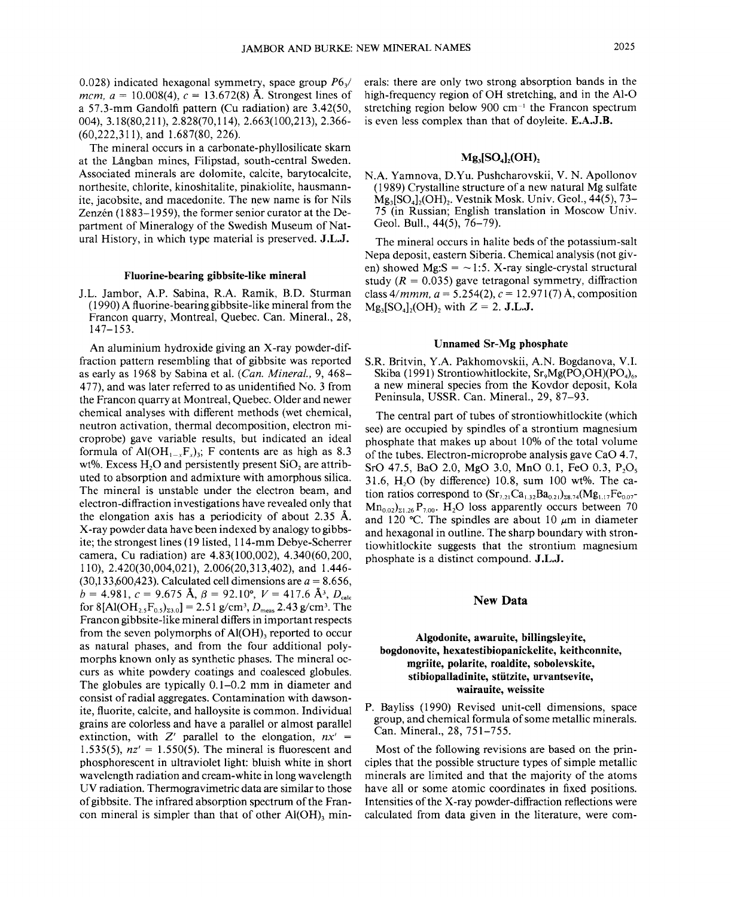0.028) indicated hexagonal symmetry, space group $P6_3/mcm$, $a = 10.008(4)$, $c = 13.672(8)$ Å. Strongest lines of a 57.3-mm Gandolfi pattern (Cu radiation) are 3.42(50, 004), 3.18(80,211), 2.828(70,114), 2.663(100,213), 2.366(60,222,311), and 1.687(80, 226).

The mineral occurs in a carbonate-phyllosilicate skarn at the Långban mines, Filipstad, south-central Sweden. Associated minerals are dolomite, calcite, barytocalcite, northesite, chlorite, kinoshitalite, pinakiolite, hausmannite, jacobsite, and macedonite. The new name is for Nils Zenzén (1883–1959), the former senior curator at the Department of Mineralogy of the Swedish Museum of Natural History, in which type material is preserved. **J.L.J.**

### Fluorine-bearing gibbsite-like mineral

J.L. Jambor, A.P. Sabina, R.A. Ramik, B.D. Sturman (1990) A fluorine-bearing gibbsite-like mineral from the Francon quarry, Montreal, Quebec. Can. Mineral., 28, 147–153.

An aluminium hydroxide giving an X-ray powder-diffraction pattern resembling that of gibbsite was reported as early as 1968 by Sabina et al. (*Can. Mineral.*, 9, 468–477), and was later referred to as unidentified No. 3 from the Francon quarry at Montreal, Quebec. Older and newer chemical analyses with different methods (wet chemical, neutron activation, thermal decomposition, electron microprobe) gave variable results, but indicated an ideal formula of $Al(OH_{1-x}F_x)_3$; F contents are as high as 8.3 wt%. Excess $H_2O$ and persistently present $SiO_2$ are attributed to absorption and admixture with amorphous silica. The mineral is unstable under the electron beam, and electron-diffraction investigations have revealed only that the elongation axis has a periodicity of about 2.35 Å. X-ray powder data have been indexed by analogy to gibbsite; the strongest lines (19 listed, 114-mm Debye-Scherrer camera, Cu radiation) are 4.83(100,002), 4.340(60,200, 110), 2.420(30,004,021), 2.006(20,313,402), and 1.446(30,133,600,423). Calculated cell dimensions are $a = 8.656$, $b = 4.981$, $c = 9.675$ Å, $\beta = 92.10°$, $V = 417.6$ Å$^3$, $D_{calc}$ for $8[Al(OH_{2.5}F_{0.5})_{\Sigma 3.0}] = 2.51$ g/cm$^3$, $D_{meas}$ 2.43 g/cm$^3$. The Francon gibbsite-like mineral differs in important respects from the seven polymorphs of $Al(OH)_3$ reported to occur as natural phases, and from the four additional polymorphs known only as synthetic phases. The mineral occurs as white powdery coatings and coalesced globules. The globules are typically 0.1–0.2 mm in diameter and consist of radial aggregates. Contamination with dawsonite, fluorite, calcite, and halloysite is common. Individual grains are colorless and have a parallel or almost parallel extinction, with $Z'$ parallel to the elongation, $nx' = 1.535(5)$, $nz' = 1.550(5)$. The mineral is fluorescent and phosphorescent in ultraviolet light: bluish white in short wavelength radiation and cream-white in long wavelength UV radiation. Thermogravimetric data are similar to those of gibbsite. The infrared absorption spectrum of the Francon mineral is simpler than that of other $Al(OH)_3$ minerals: there are only two strong absorption bands in the high-frequency region of OH stretching, and in the Al-O stretching region below 900 cm$^{-1}$ the Francon spectrum is even less complex than that of doyleite. **E.A.J.B.**

### $Mg_3[SO_4]_2(OH)_2$

N.A. Yamnova, D.Yu. Pushcharovskii, V. N. Apollonov (1989) Crystalline structure of a new natural Mg sulfate $Mg_3[SO_4]_2(OH)_2$. Vestnik Mosk. Univ. Geol., 44(5), 73–75 (in Russian; English translation in Moscow Univ. Geol. Bull., 44(5), 76–79).

The mineral occurs in halite beds of the potassium-salt Nepa deposit, eastern Siberia. Chemical analysis (not given) showed Mg:S = ~1:5. X-ray single-crystal structural study ($R = 0.035$) gave tetragonal symmetry, diffraction class $4/mmm$, $a = 5.254(2)$, $c = 12.971(7)$ Å, composition $Mg_3[SO_4]_2(OH)_2$ with $Z = 2$. **J.L.J.**

### Unnamed Sr-Mg phosphate

S.R. Britvin, Y.A. Pakhomovskii, A.N. Bogdanova, V.I. Skiba (1991) Strontiowhitlockite, $Sr_9Mg(PO_3OH)(PO_4)_6$, a new mineral species from the Kovdor deposit, Kola Peninsula, USSR. Can. Mineral., 29, 87–93.

The central part of tubes of strontiowhitlockite (which see) are occupied by spindles of a strontium magnesium phosphate that makes up about 10% of the total volume of the tubes. Electron-microprobe analysis gave CaO 4.7, SrO 47.5, BaO 2.0, MgO 3.0, MnO 0.1, FeO 0.3, $P_2O_5$ 31.6, $H_2O$ (by difference) 10.8, sum 100 wt%. The cation ratios correspond to $(Sr_{7.21}Ca_{1.32}Ba_{0.21})_{\Sigma 8.74}(Mg_{1.17}Fe_{0.07}Mn_{0.02})_{\Sigma 1.26}P_{7.00}$. $H_2O$ loss apparently occurs between 70 and 120 °C. The spindles are about 10 μm in diameter and hexagonal in outline. The sharp boundary with strontiowhitlockite suggests that the strontium magnesium phosphate is a distinct compound. **J.L.J.**

## New Data

### Algodonite, awaruite, billingsleyite, bogdonovite, hexatestibiopanickelite, keithconnite, mgriite, polarite, roaldite, sobolevskite, stibiopalladinite, stützite, urvantsevite, wairauite, weissite

P. Bayliss (1990) Revised unit-cell dimensions, space group, and chemical formula of some metallic minerals. Can. Mineral., 28, 751–755.

Most of the following revisions are based on the principles that the possible structure types of simple metallic minerals are limited and that the majority of the atoms have all or some atomic coordinates in fixed positions. Intensities of the X-ray powder-diffraction reflections were calculated from data given in the literature, were com-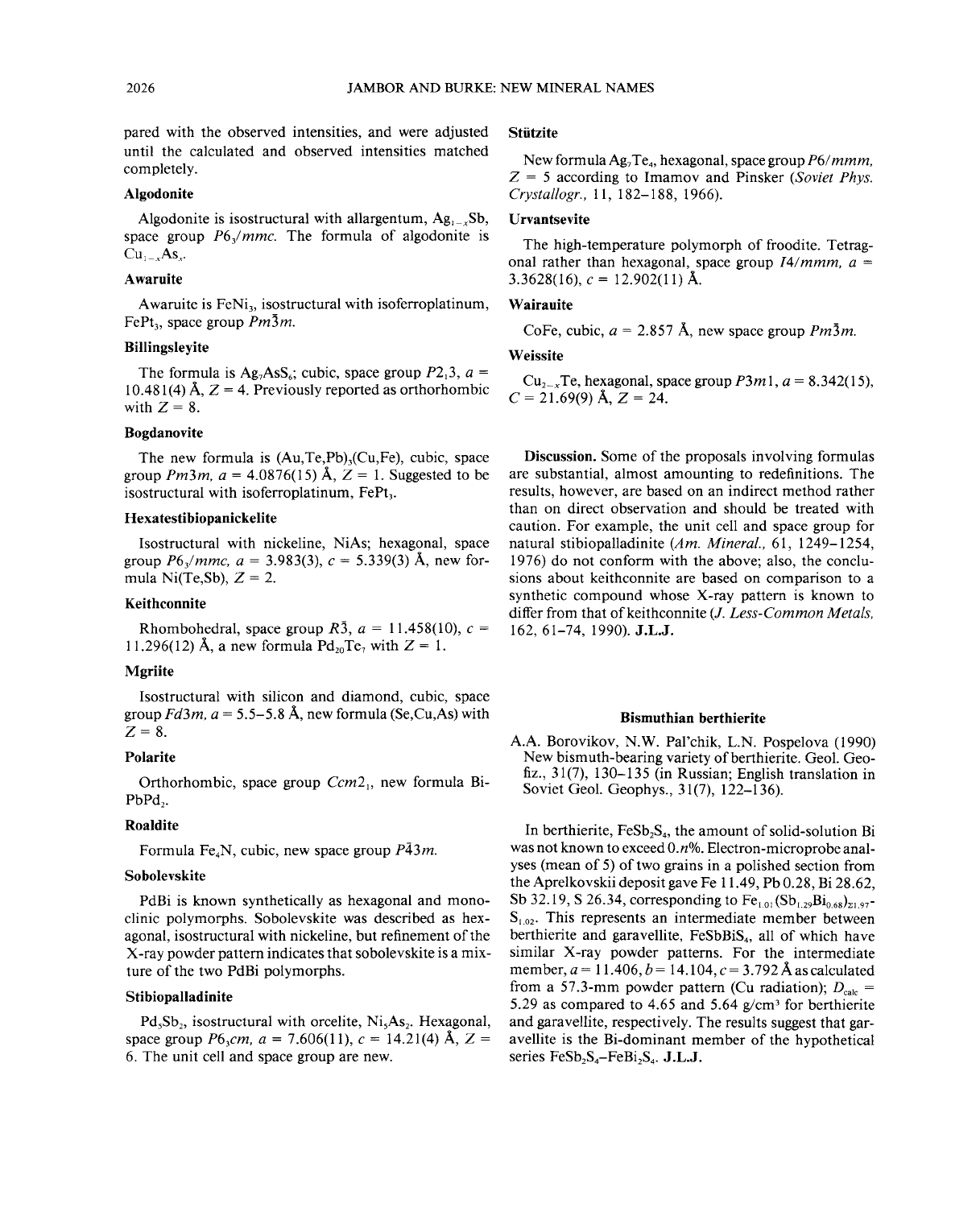pared with the observed intensities, and were adjusted until the calculated and observed intensities matched completely.

### Algodonite

Algodonite is isostructural with allargentum, $Ag_{1-x}Sb$, space group $P6_3/mmc$. The formula of algodonite is $Cu_{1-x}As_x$.

### Awaruite

Awaruite is $FeNi_3$, isostructural with isoferroplatinum, $FePt_3$, space group $Pm\bar{3}m$.

### Billingsleyite

The formula is $Ag_7AsS_6$; cubic, space group $P2_13$, $a$ = 10.481(4) Å, $Z$ = 4. Previously reported as orthorhombic with $Z$ = 8.

### Bogdanovite

The new formula is $(Au,Te,Pb)_3(Cu,Fe)$, cubic, space group $Pm3m$, $a$ = 4.0876(15) Å, $Z$ = 1. Suggested to be isostructural with isoferroplatinum, $FePt_3$.

### Hexatestibiopanickelite

Isostructural with nickeline, NiAs; hexagonal, space group $P6_3/mmc$, $a$ = 3.983(3), $c$ = 5.339(3) Å, new formula Ni(Te,Sb), $Z$ = 2.

### Keithconnite

Rhombohedral, space group $R\bar{3}$, $a$ = 11.458(10), $c$ = 11.296(12) Å, a new formula $Pd_{20}Te_7$ with $Z$ = 1.

### Mgriite

Isostructural with silicon and diamond, cubic, space group $Fd3m$, $a$ = 5.5–5.8 Å, new formula (Se,Cu,As) with $Z$ = 8.

### Polarite

Orthorhombic, space group $Ccm2_1$, new formula $BiPbPd_2$.

### Roaldite

Formula $Fe_4N$, cubic, new space group $P\bar{4}3m$.

### Sobolevskite

PdBi is known synthetically as hexagonal and monoclinic polymorphs. Sobolevskite was described as hexagonal, isostructural with nickeline, but refinement of the X-ray powder pattern indicates that sobolevskite is a mixture of the two PdBi polymorphs.

### Stibiopalladinite

$Pd_5Sb_2$, isostructural with orcelite, $Ni_5As_2$. Hexagonal, space group $P6_3cm$, $a$ = 7.606(11), $c$ = 14.21(4) Å, $Z$ = 6. The unit cell and space group are new.

### Stützite

New formula $Ag_7Te_4$, hexagonal, space group $P6/mmm$, $Z$ = 5 according to Imamov and Pinsker (*Soviet Phys. Crystallogr.*, 11, 182–188, 1966).

### Urvantsevite

The high-temperature polymorph of froodite. Tetragonal rather than hexagonal, space group $I4/mmm$, $a$ = 3.3628(16), $c$ = 12.902(11) Å.

### Wairauite

CoFe, cubic, $a$ = 2.857 Å, new space group $Pm\bar{3}m$.

### Weissite

$Cu_{2-x}Te$, hexagonal, space group $P3m1$, $a$ = 8.342(15), $C$ = 21.69(9) Å, $Z$ = 24.

**Discussion.** Some of the proposals involving formulas are substantial, almost amounting to redefinitions. The results, however, are based on an indirect method rather than on direct observation and should be treated with caution. For example, the unit cell and space group for natural stibiopalladinite (*Am. Mineral.*, 61, 1249–1254, 1976) do not conform with the above; also, the conclusions about keithconnite are based on comparison to a synthetic compound whose X-ray pattern is known to differ from that of keithconnite (*J. Less-Common Metals*, 162, 61–74, 1990). **J.L.J.**

## Bismuthian berthierite

A.A. Borovikov, N.W. Pal'chik, L.N. Pospelova (1990) New bismuth-bearing variety of berthierite. Geol. Geofiz., 31(7), 130–135 (in Russian; English translation in Soviet Geol. Geophys., 31(7), 122–136).

In berthierite, $FeSb_2S_4$, the amount of solid-solution Bi was not known to exceed 0.*n*%. Electron-microprobe analyses (mean of 5) of two grains in a polished section from the Aprelkovskii deposit gave Fe 11.49, Pb 0.28, Bi 28.62, Sb 32.19, S 26.34, corresponding to $Fe_{1.01}(Sb_{1.29}Bi_{0.68})_{\Sigma 1.97}S_{1.02}$. This represents an intermediate member between berthierite and garavellite, $FeSbBiS_4$, all of which have similar X-ray powder patterns. For the intermediate member, $a$ = 11.406, $b$ = 14.104, $c$ = 3.792 Å as calculated from a 57.3-mm powder pattern (Cu radiation); $D_{calc}$ = 5.29 as compared to 4.65 and 5.64 g/cm³ for berthierite and garavellite, respectively. The results suggest that garavellite is the Bi-dominant member of the hypothetical series $FeSb_2S_4$–$FeBi_2S_4$. **J.L.J.**